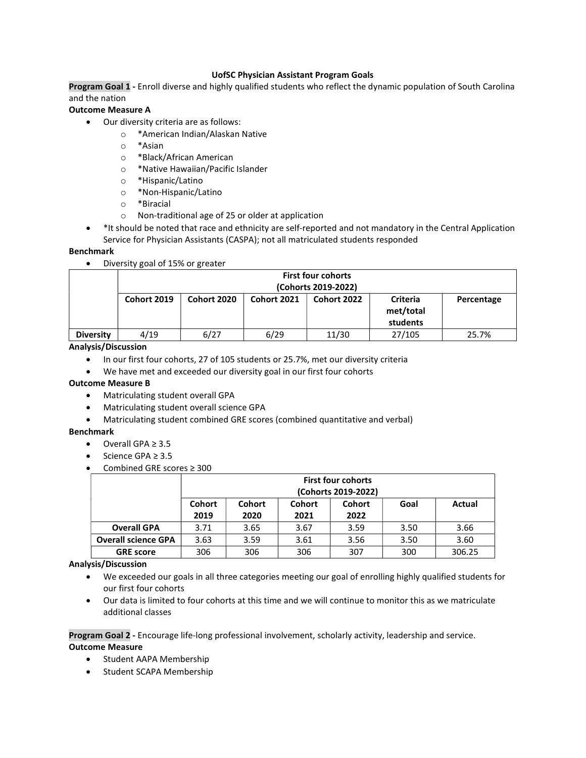# UofSC Physician Assistant Program Goals

**Program Goal 1** - Enroll diverse and highly qualified students who reflect the dynamic population of South Carolina and the nation

**Outcome Measure A**

- Our diversity criteria are as follows:
  - *American Indian/Alaskan Native
  - *Asian
  - *Black/African American
  - *Native Hawaiian/Pacific Islander
  - *Hispanic/Latino
  - *Non-Hispanic/Latino
  - *Biracial
  - Non-traditional age of 25 or older at application
- *It should be noted that race and ethnicity are self-reported and not mandatory in the Central Application Service for Physician Assistants (CASPA); not all matriculated students responded

**Benchmark**

- Diversity goal of 15% or greater

| | First four cohorts (Cohorts 2019-2022) | | | | | |
|---|---|---|---|---|---|---|
| | Cohort 2019 | Cohort 2020 | Cohort 2021 | Cohort 2022 | Criteria met/total students | Percentage |
| **Diversity** | 4/19 | 6/27 | 6/29 | 11/30 | 27/105 | 25.7% |

**Analysis/Discussion**

- In our first four cohorts, 27 of 105 students or 25.7%, met our diversity criteria
- We have met and exceeded our diversity goal in our first four cohorts

**Outcome Measure B**

- Matriculating student overall GPA
- Matriculating student overall science GPA
- Matriculating student combined GRE scores (combined quantitative and verbal)

**Benchmark**

- Overall GPA ≥ 3.5
- Science GPA ≥ 3.5
- Combined GRE scores ≥ 300

| | First four cohorts (Cohorts 2019-2022) | | | | | |
|---|---|---|---|---|---|---|
| | Cohort 2019 | Cohort 2020 | Cohort 2021 | Cohort 2022 | Goal | Actual |
| **Overall GPA** | 3.71 | 3.65 | 3.67 | 3.59 | 3.50 | 3.66 |
| **Overall science GPA** | 3.63 | 3.59 | 3.61 | 3.56 | 3.50 | 3.60 |
| **GRE score** | 306 | 306 | 306 | 307 | 300 | 306.25 |

**Analysis/Discussion**

- We exceeded our goals in all three categories meeting our goal of enrolling highly qualified students for our first four cohorts
- Our data is limited to four cohorts at this time and we will continue to monitor this as we matriculate additional classes

**Program Goal 2** - Encourage life-long professional involvement, scholarly activity, leadership and service.

**Outcome Measure**

- Student AAPA Membership
- Student SCAPA Membership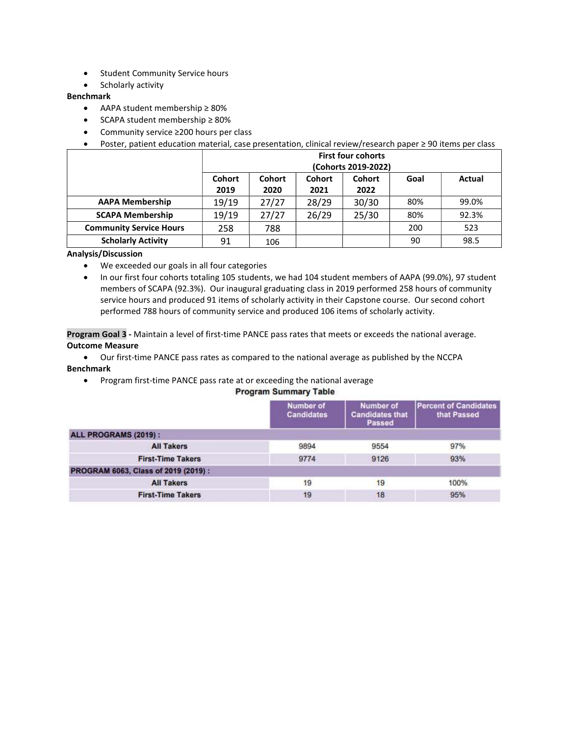- Student Community Service hours
- Scholarly activity

**Benchmark**

- AAPA student membership ≥ 80%
- SCAPA student membership ≥ 80%
- Community service ≥200 hours per class
- Poster, patient education material, case presentation, clinical review/research paper ≥ 90 items per class

| | First four cohorts (Cohorts 2019-2022) | | | | | |
|---|---|---|---|---|---|---|
| | Cohort 2019 | Cohort 2020 | Cohort 2021 | Cohort 2022 | Goal | Actual |
| **AAPA Membership** | 19/19 | 27/27 | 28/29 | 30/30 | 80% | 99.0% |
| **SCAPA Membership** | 19/19 | 27/27 | 26/29 | 25/30 | 80% | 92.3% |
| **Community Service Hours** | 258 | 788 | | | 200 | 523 |
| **Scholarly Activity** | 91 | 106 | | | 90 | 98.5 |

**Analysis/Discussion**

- We exceeded our goals in all four categories
- In our first four cohorts totaling 105 students, we had 104 student members of AAPA (99.0%), 97 student members of SCAPA (92.3%). Our inaugural graduating class in 2019 performed 258 hours of community service hours and produced 91 items of scholarly activity in their Capstone course. Our second cohort performed 788 hours of community service and produced 106 items of scholarly activity.

**Program Goal 3 -** Maintain a level of first-time PANCE pass rates that meets or exceeds the national average.

**Outcome Measure**

- Our first-time PANCE pass rates as compared to the national average as published by the NCCPA

**Benchmark**

- Program first-time PANCE pass rate at or exceeding the national average

**Program Summary Table**

| | Number of Candidates | Number of Candidates that Passed | Percent of Candidates that Passed |
|---|---|---|---|
| **ALL PROGRAMS (2019) :** | | | |
| **All Takers** | 9894 | 9554 | 97% |
| **First-Time Takers** | 9774 | 9126 | 93% |
| **PROGRAM 6063, Class of 2019 (2019) :** | | | |
| **All Takers** | 19 | 19 | 100% |
| **First-Time Takers** | 19 | 18 | 95% |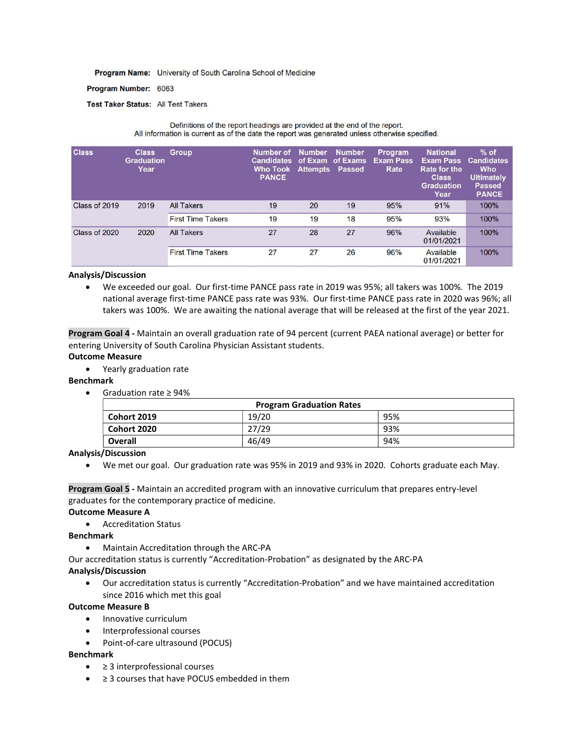**Program Name:** University of South Carolina School of Medicine

**Program Number:** 6063

**Test Taker Status:** All Test Takers

Definitions of the report headings are provided at the end of the report.
All information is current as of the date the report was generated unless otherwise specified.

| Class | Class Graduation Year | Group | Number of Candidates Who Took PANCE | Number of Exam Attempts | Number of Exams Passed | Program Exam Pass Rate | National Exam Pass Rate for the Class Graduation Year | % of Candidates Who Ultimately Passed PANCE |
|---|---|---|---|---|---|---|---|---|
| Class of 2019 | 2019 | All Takers | 19 | 20 | 19 | 95% | 91% | 100% |
| | | First Time Takers | 19 | 19 | 18 | 95% | 93% | 100% |
| Class of 2020 | 2020 | All Takers | 27 | 28 | 27 | 96% | Available 01/01/2021 | 100% |
| | | First Time Takers | 27 | 27 | 26 | 96% | Available 01/01/2021 | 100% |

**Analysis/Discussion**

- We exceeded our goal. Our first-time PANCE pass rate in 2019 was 95%; all takers was 100%. The 2019 national average first-time PANCE pass rate was 93%. Our first-time PANCE pass rate in 2020 was 96%; all takers was 100%. We are awaiting the national average that will be released at the first of the year 2021.

**Program Goal 4 -** Maintain an overall graduation rate of 94 percent (current PAEA national average) or better for entering University of South Carolina Physician Assistant students.

**Outcome Measure**

- Yearly graduation rate

**Benchmark**

- Graduation rate ≥ 94%

| Program Graduation Rates | | |
|---|---|---|
| **Cohort 2019** | 19/20 | 95% |
| **Cohort 2020** | 27/29 | 93% |
| **Overall** | 46/49 | 94% |

**Analysis/Discussion**

- We met our goal. Our graduation rate was 95% in 2019 and 93% in 2020. Cohorts graduate each May.

**Program Goal 5 -** Maintain an accredited program with an innovative curriculum that prepares entry-level graduates for the contemporary practice of medicine.

**Outcome Measure A**

- Accreditation Status

**Benchmark**

- Maintain Accreditation through the ARC-PA

Our accreditation status is currently "Accreditation-Probation" as designated by the ARC-PA

**Analysis/Discussion**

- Our accreditation status is currently "Accreditation-Probation" and we have maintained accreditation since 2016 which met this goal

**Outcome Measure B**

- Innovative curriculum
- Interprofessional courses
- Point-of-care ultrasound (POCUS)

**Benchmark**

- ≥ 3 interprofessional courses
- ≥ 3 courses that have POCUS embedded in them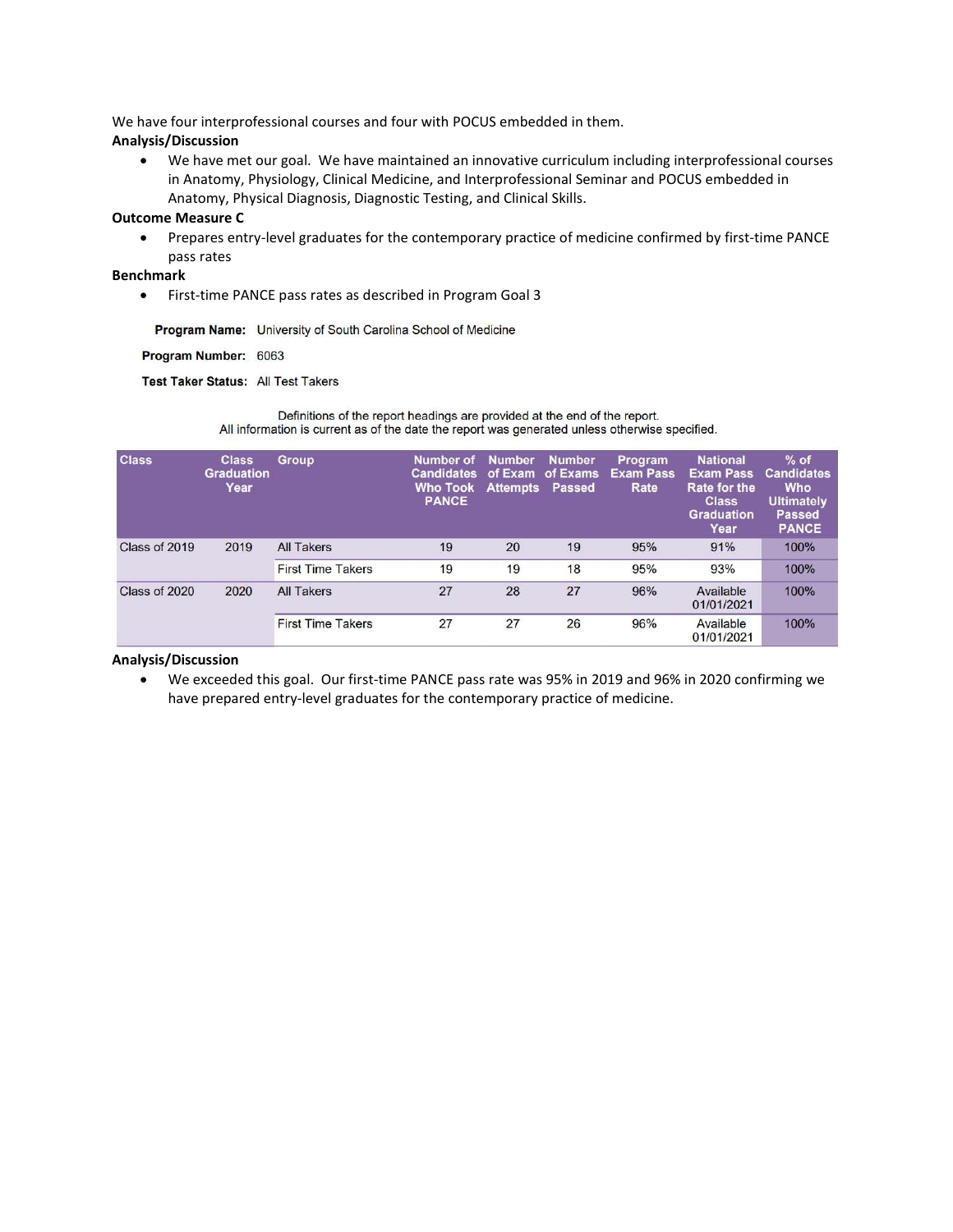We have four interprofessional courses and four with POCUS embedded in them.

**Analysis/Discussion**

- We have met our goal. We have maintained an innovative curriculum including interprofessional courses in Anatomy, Physiology, Clinical Medicine, and Interprofessional Seminar and POCUS embedded in Anatomy, Physical Diagnosis, Diagnostic Testing, and Clinical Skills.

**Outcome Measure C**

- Prepares entry-level graduates for the contemporary practice of medicine confirmed by first-time PANCE pass rates

**Benchmark**

- First-time PANCE pass rates as described in Program Goal 3

**Program Name:** University of South Carolina School of Medicine

**Program Number:** 6063

**Test Taker Status:** All Test Takers

Definitions of the report headings are provided at the end of the report.
All information is current as of the date the report was generated unless otherwise specified.

| Class | Class Graduation Year | Group | Number of Candidates Who Took PANCE | Number of Exam Attempts | Number of Exams Passed | Program Exam Pass Rate | National Exam Pass Rate for the Class Graduation Year | % of Candidates Who Ultimately Passed PANCE |
|---|---|---|---|---|---|---|---|---|
| Class of 2019 | 2019 | All Takers | 19 | 20 | 19 | 95% | 91% | 100% |
| | | First Time Takers | 19 | 19 | 18 | 95% | 93% | 100% |
| Class of 2020 | 2020 | All Takers | 27 | 28 | 27 | 96% | Available 01/01/2021 | 100% |
| | | First Time Takers | 27 | 27 | 26 | 96% | Available 01/01/2021 | 100% |

**Analysis/Discussion**

- We exceeded this goal. Our first-time PANCE pass rate was 95% in 2019 and 96% in 2020 confirming we have prepared entry-level graduates for the contemporary practice of medicine.